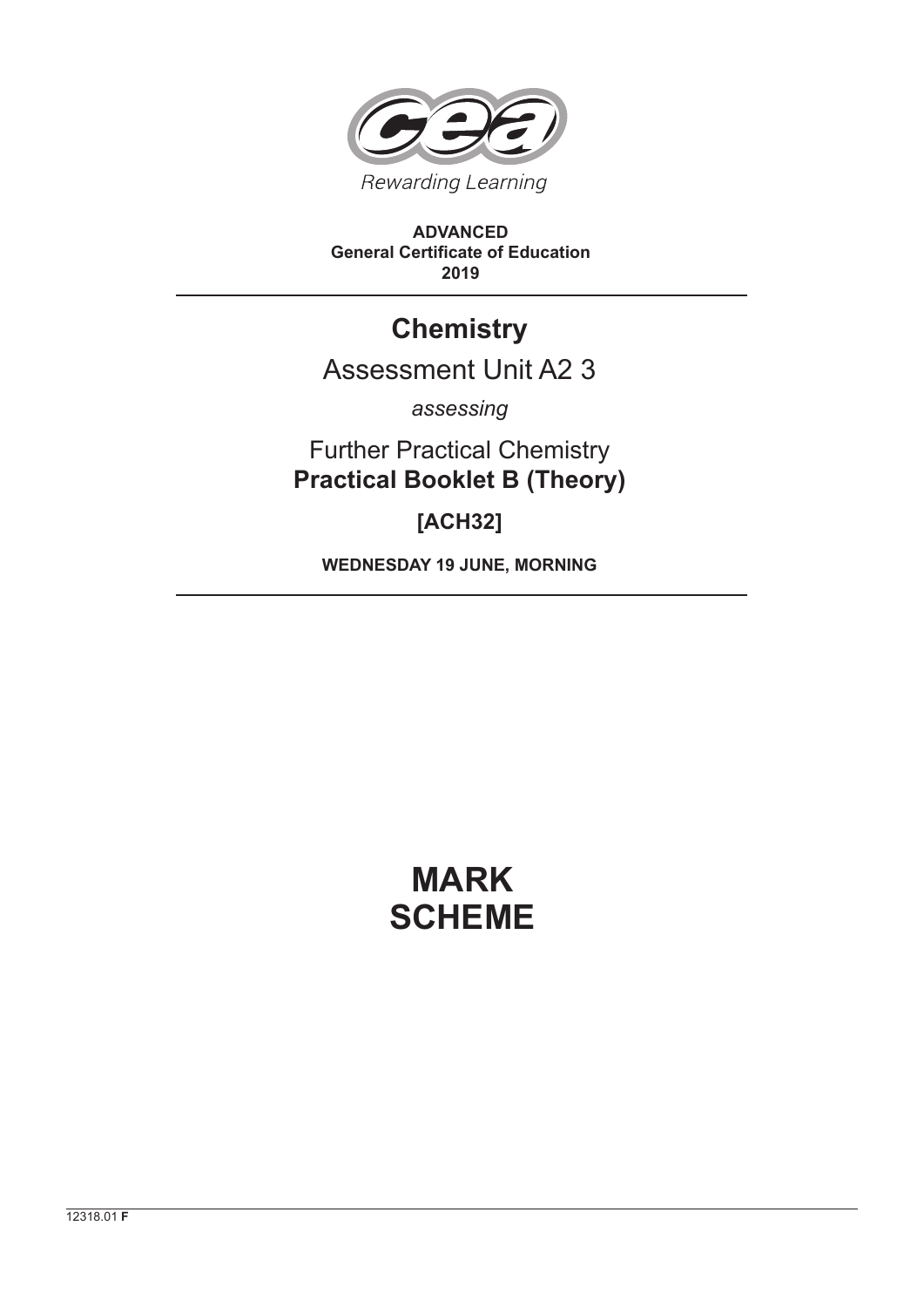Rewarding Learning

**ADVANCED**
**General Certificate of Education**
**2019**

# Chemistry

## Assessment Unit A2 3

*assessing*

Further Practical Chemistry
**Practical Booklet B (Theory)**

**[ACH32]**

**WEDNESDAY 19 JUNE, MORNING**

# MARK SCHEME

12318.01 **F**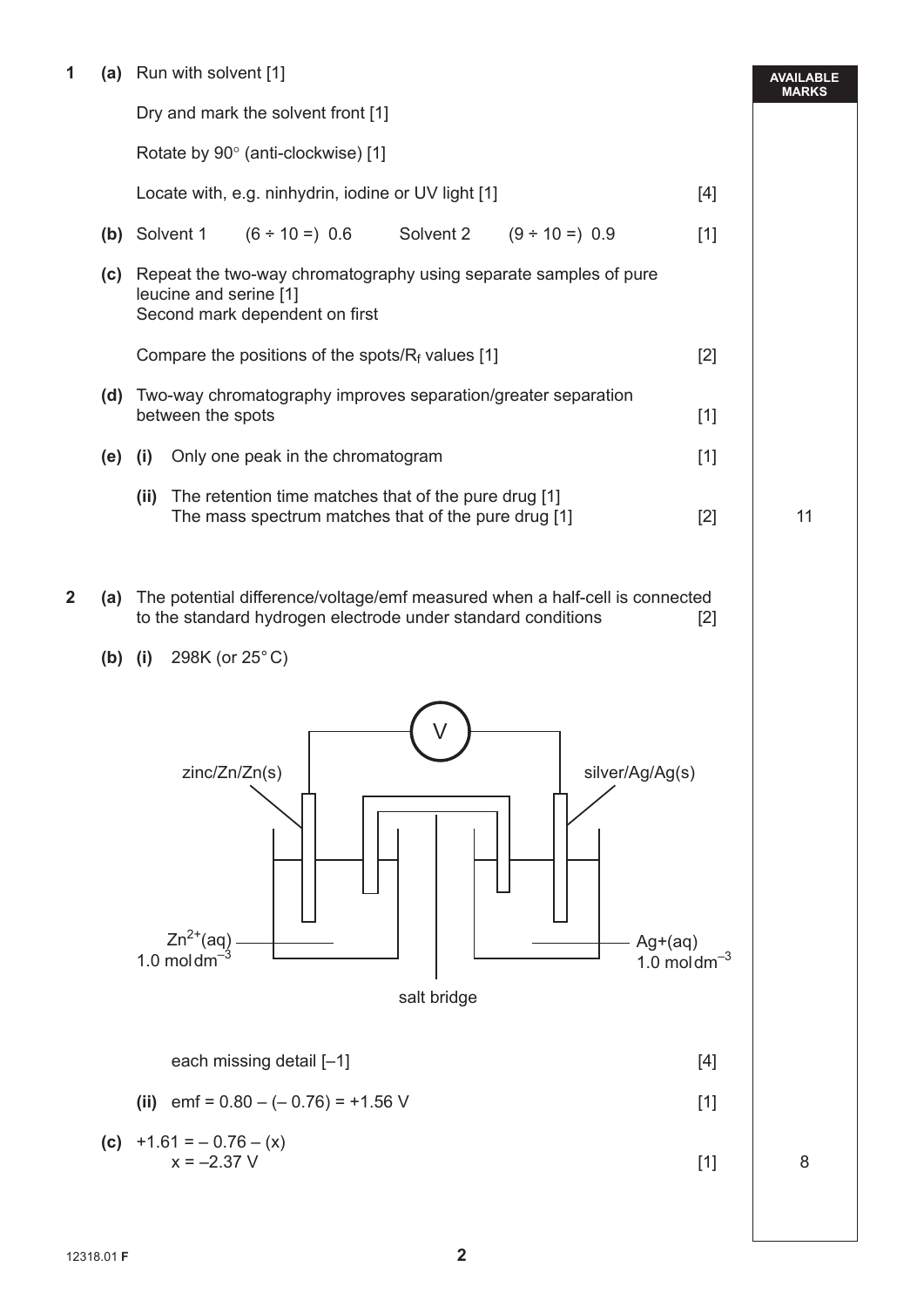**AVAILABLE MARKS**

**1** **(a)** Run with solvent [1]

Dry and mark the solvent front [1]

Rotate by 90° (anti-clockwise) [1]

Locate with, e.g. ninhydrin, iodine or UV light [1] [4]

**(b)** Solvent 1 (6 ÷ 10 =) 0.6 Solvent 2 (9 ÷ 10 =) 0.9 [1]

**(c)** Repeat the two-way chromatography using separate samples of pure leucine and serine [1]
Second mark dependent on first

Compare the positions of the spots/$R_f$ values [1] [2]

**(d)** Two-way chromatography improves separation/greater separation between the spots [1]

**(e)** **(i)** Only one peak in the chromatogram [1]

**(ii)** The retention time matches that of the pure drug [1]
The mass spectrum matches that of the pure drug [1] [2] 11

**2** **(a)** The potential difference/voltage/emf measured when a half-cell is connected to the standard hydrogen electrode under standard conditions [2]

**(b)** **(i)** 298K (or 25°C)

V

zinc/Zn/Zn(s) silver/Ag/Ag(s)

$Zn^{2+}(aq)$
1.0 mol $dm^{-3}$

$Ag^{+}(aq)$
1.0 mol $dm^{-3}$

salt bridge

each missing detail [–1] [4]

**(ii)** emf = 0.80 – (– 0.76) = +1.56 V [1]

**(c)** +1.61 = – 0.76 – (x)
x = –2.37 V [1] 8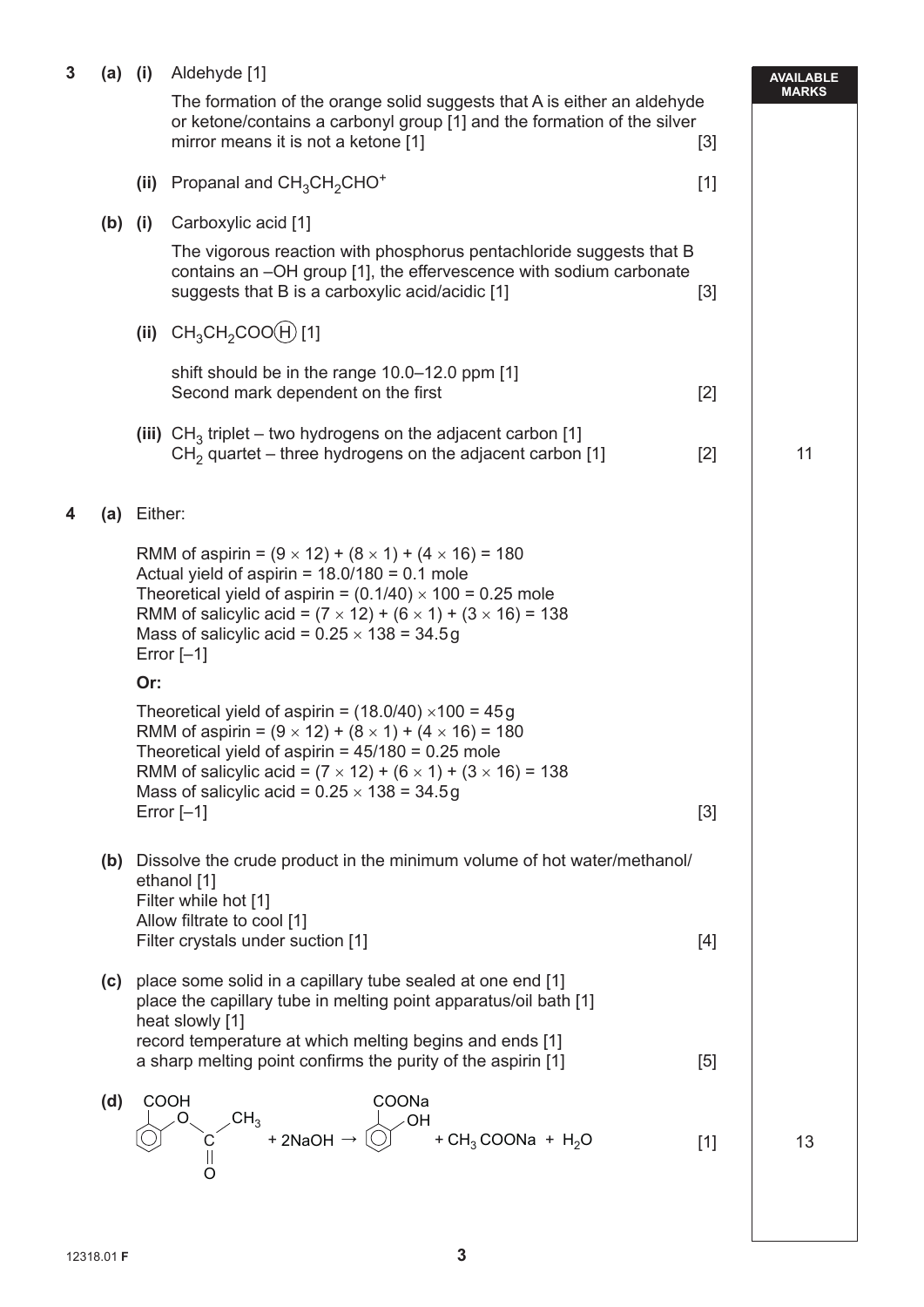**3 (a) (i)** Aldehyde [1]

The formation of the orange solid suggests that A is either an aldehyde or ketone/contains a carbonyl group [1] and the formation of the silver mirror means it is not a ketone [1] [3]

**(ii)** Propanal and $CH_3CH_2CHO^+$ [1]

**(b) (i)** Carboxylic acid [1]

The vigorous reaction with phosphorus pentachloride suggests that B contains an –OH group [1], the effervescence with sodium carbonate suggests that B is a carboxylic acid/acidic [1] [3]

**(ii)** $CH_3CH_2COO$(H) [1]

shift should be in the range 10.0–12.0 ppm [1]
Second mark dependent on the first [2]

**(iii)** $CH_3$ triplet – two hydrogens on the adjacent carbon [1]
$CH_2$ quartet – three hydrogens on the adjacent carbon [1] [2]

AVAILABLE MARKS: 11

**4 (a)** Either:

RMM of aspirin = $(9 \times 12) + (8 \times 1) + (4 \times 16) = 180$
Actual yield of aspirin = $18.0/180 = 0.1$ mole
Theoretical yield of aspirin = $(0.1/40) \times 100 = 0.25$ mole
RMM of salicylic acid = $(7 \times 12) + (6 \times 1) + (3 \times 16) = 138$
Mass of salicylic acid = $0.25 \times 138 = 34.5$ g
Error [–1]

**Or:**

Theoretical yield of aspirin = $(18.0/40) \times 100 = 45$ g
RMM of aspirin = $(9 \times 12) + (8 \times 1) + (4 \times 16) = 180$
Theoretical yield of aspirin = $45/180 = 0.25$ mole
RMM of salicylic acid = $(7 \times 12) + (6 \times 1) + (3 \times 16) = 138$
Mass of salicylic acid = $0.25 \times 138 = 34.5$ g
Error [–1] [3]

**(b)** Dissolve the crude product in the minimum volume of hot water/methanol/ethanol [1]
Filter while hot [1]
Allow filtrate to cool [1]
Filter crystals under suction [1] [4]

**(c)** place some solid in a capillary tube sealed at one end [1]
place the capillary tube in melting point apparatus/oil bath [1]
heat slowly [1]
record temperature at which melting begins and ends [1]
a sharp melting point confirms the purity of the aspirin [1] [5]

**(d)** $C_6H_4(COOH)(OCOCH_3) + 2NaOH \rightarrow C_6H_4(COONa)(OH) + CH_3COONa + H_2O$ [1]

AVAILABLE MARKS: 13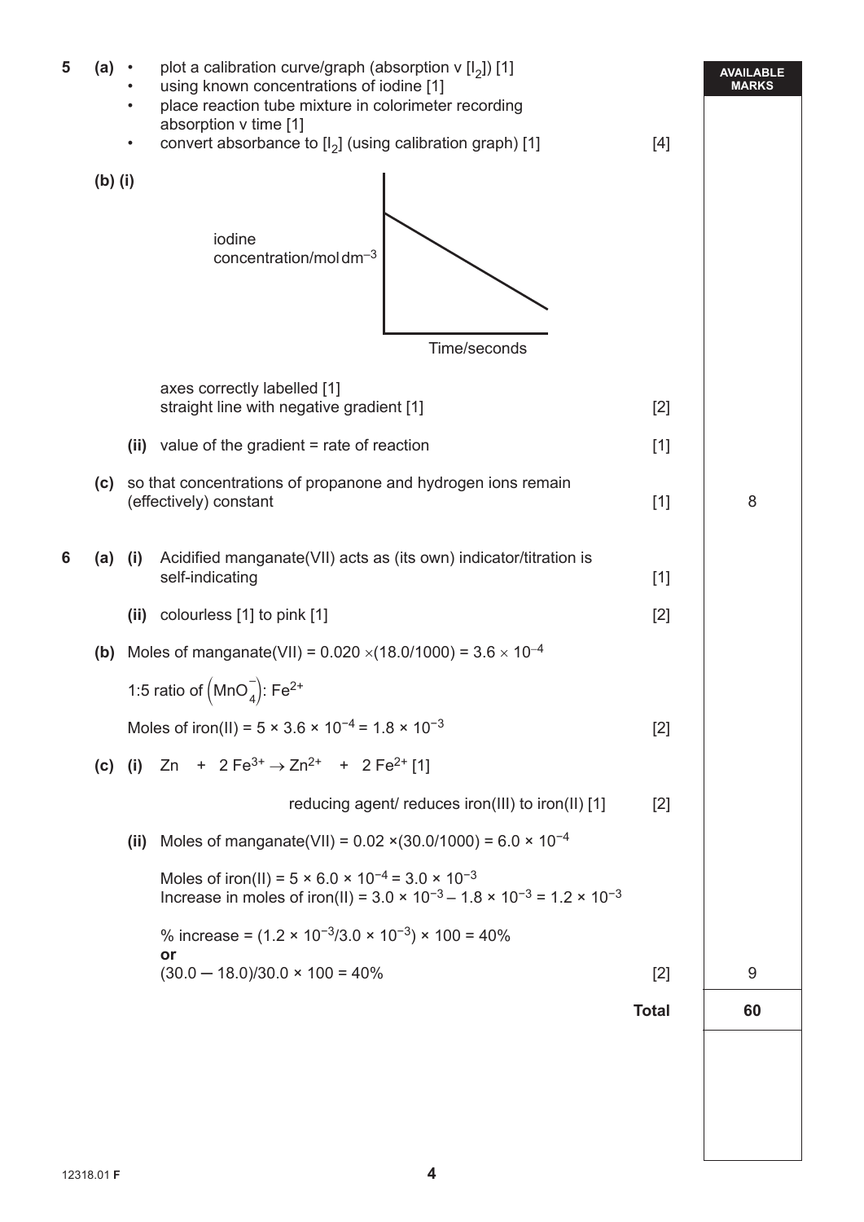**5** **(a)**
- plot a calibration curve/graph (absorption v $[I_2]$) [1]
- using known concentrations of iodine [1]
- place reaction tube mixture in colorimeter recording absorption v time [1]
- convert absorbance to $[I_2]$ (using calibration graph) [1] — [4]

**(b) (i)**

iodine concentration/mol dm$^{-3}$

Time/seconds

axes correctly labelled [1]
straight line with negative gradient [1] — [2]

**(ii)** value of the gradient = rate of reaction — [1]

**(c)** so that concentrations of propanone and hydrogen ions remain (effectively) constant — [1]

AVAILABLE MARKS: 8

**6** **(a) (i)** Acidified manganate(VII) acts as (its own) indicator/titration is self-indicating — [1]

**(ii)** colourless [1] to pink [1] — [2]

**(b)** Moles of manganate(VII) = $0.020 \times (18.0/1000) = 3.6 \times 10^{-4}$

1:5 ratio of $(MnO_4^-)$: $Fe^{2+}$

Moles of iron(II) = $5 \times 3.6 \times 10^{-4} = 1.8 \times 10^{-3}$ — [2]

**(c) (i)** $Zn + 2Fe^{3+} \rightarrow Zn^{2+} + 2Fe^{2+}$ [1]

reducing agent/ reduces iron(III) to iron(II) [1] — [2]

**(ii)** Moles of manganate(VII) = $0.02 \times (30.0/1000) = 6.0 \times 10^{-4}$

Moles of iron(II) = $5 \times 6.0 \times 10^{-4} = 3.0 \times 10^{-3}$
Increase in moles of iron(II) = $3.0 \times 10^{-3} - 1.8 \times 10^{-3} = 1.2 \times 10^{-3}$

% increase = $(1.2 \times 10^{-3}/3.0 \times 10^{-3}) \times 100 = 40\%$
**or**
$(30.0 - 18.0)/30.0 \times 100 = 40\%$ — [2]

AVAILABLE MARKS: 9

**Total** 60